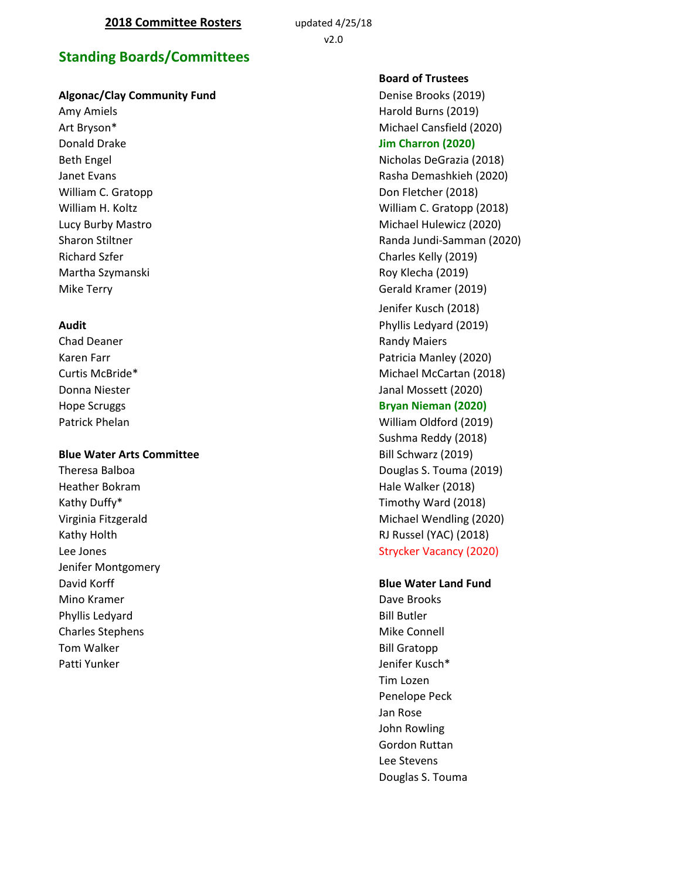**2018 Committee Rosters** updated 4/25/18

v2.0

## Standing Boards/Committees

**Algonac/Clay Community Fund**

Amy Amiels
Art Bryson*
Donald Drake
Beth Engel
Janet Evans
William C. Gratopp
William H. Koltz
Lucy Burby Mastro
Sharon Stiltner
Richard Szfer
Martha Szymanski
Mike Terry

**Audit**

Chad Deaner
Karen Farr
Curtis McBride*
Donna Niester
Hope Scruggs
Patrick Phelan

**Blue Water Arts Committee**

Theresa Balboa
Heather Bokram
Kathy Duffy*
Virginia Fitzgerald
Kathy Holth
Lee Jones
Jenifer Montgomery
David Korff
Mino Kramer
Phyllis Ledyard
Charles Stephens
Tom Walker
Patti Yunker

**Board of Trustees**

Denise Brooks (2019)
Harold Burns (2019)
Michael Cansfield (2020)
**Jim Charron (2020)**
Nicholas DeGrazia (2018)
Rasha Demashkieh (2020)
Don Fletcher (2018)
William C. Gratopp (2018)
Michael Hulewicz (2020)
Randa Jundi-Samman (2020)
Charles Kelly (2019)
Roy Klecha (2019)
Gerald Kramer (2019)
Jenifer Kusch (2018)
Phyllis Ledyard (2019)
Randy Maiers
Patricia Manley (2020)
Michael McCartan (2018)
Janal Mossett (2020)
**Bryan Nieman (2020)**
William Oldford (2019)
Sushma Reddy (2018)
Bill Schwarz (2019)
Douglas S. Touma (2019)
Hale Walker (2018)
Timothy Ward (2018)
Michael Wendling (2020)
RJ Russel (YAC) (2018)
Strycker Vacancy (2020)

**Blue Water Land Fund**

Dave Brooks
Bill Butler
Mike Connell
Bill Gratopp
Jenifer Kusch*
Tim Lozen
Penelope Peck
Jan Rose
John Rowling
Gordon Ruttan
Lee Stevens
Douglas S. Touma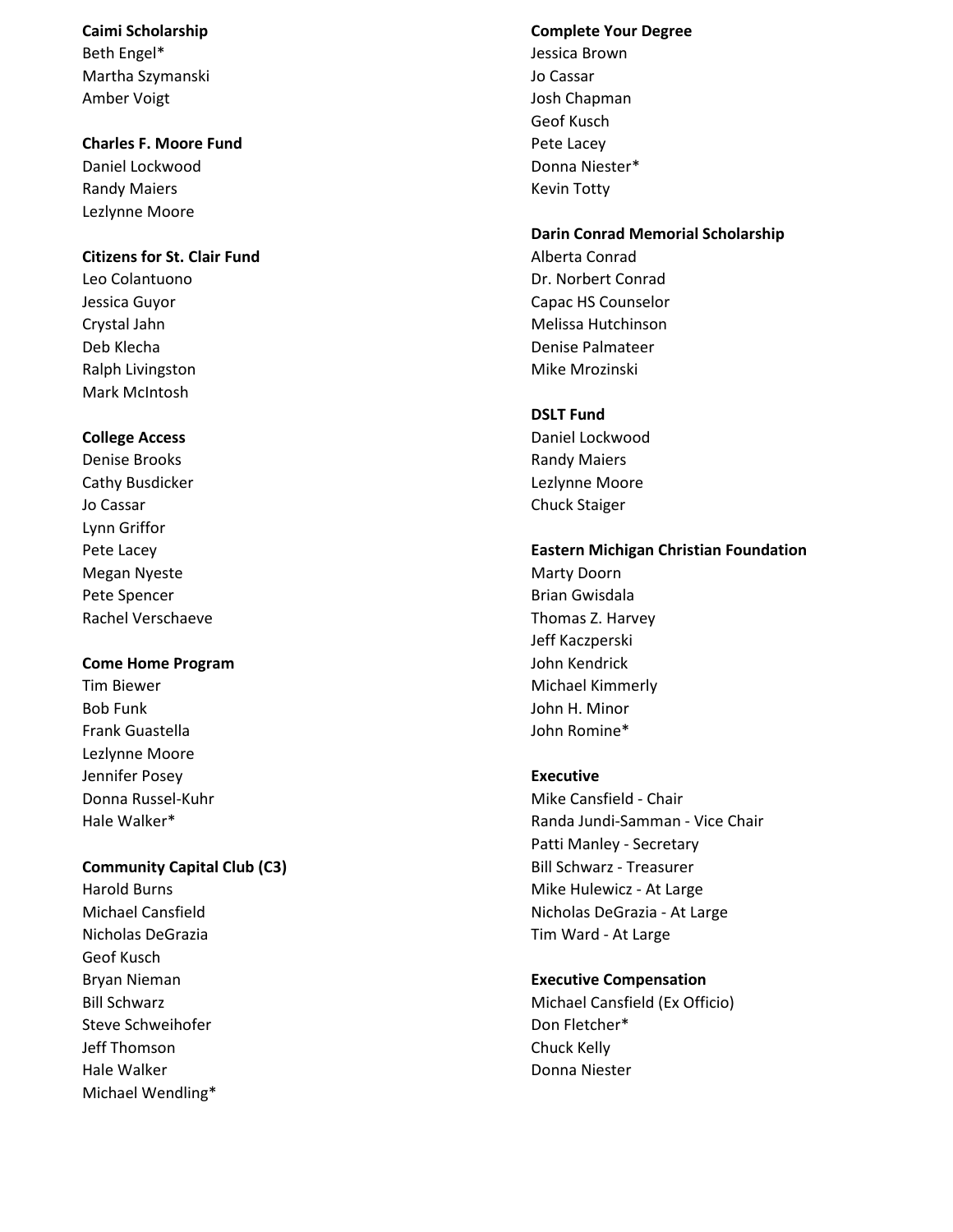**Caimi Scholarship**
Beth Engel*
Martha Szymanski
Amber Voigt

**Charles F. Moore Fund**
Daniel Lockwood
Randy Maiers
Lezlynne Moore

**Citizens for St. Clair Fund**
Leo Colantuono
Jessica Guyor
Crystal Jahn
Deb Klecha
Ralph Livingston
Mark McIntosh

**College Access**
Denise Brooks
Cathy Busdicker
Jo Cassar
Lynn Griffor
Pete Lacey
Megan Nyeste
Pete Spencer
Rachel Verschaeve

**Come Home Program**
Tim Biewer
Bob Funk
Frank Guastella
Lezlynne Moore
Jennifer Posey
Donna Russel-Kuhr
Hale Walker*

**Community Capital Club (C3)**
Harold Burns
Michael Cansfield
Nicholas DeGrazia
Geof Kusch
Bryan Nieman
Bill Schwarz
Steve Schweihofer
Jeff Thomson
Hale Walker
Michael Wendling*

**Complete Your Degree**
Jessica Brown
Jo Cassar
Josh Chapman
Geof Kusch
Pete Lacey
Donna Niester*
Kevin Totty

**Darin Conrad Memorial Scholarship**
Alberta Conrad
Dr. Norbert Conrad
Capac HS Counselor
Melissa Hutchinson
Denise Palmateer
Mike Mrozinski

**DSLT Fund**
Daniel Lockwood
Randy Maiers
Lezlynne Moore
Chuck Staiger

**Eastern Michigan Christian Foundation**
Marty Doorn
Brian Gwisdala
Thomas Z. Harvey
Jeff Kaczperski
John Kendrick
Michael Kimmerly
John H. Minor
John Romine*

**Executive**
Mike Cansfield - Chair
Randa Jundi-Samman - Vice Chair
Patti Manley - Secretary
Bill Schwarz - Treasurer
Mike Hulewicz - At Large
Nicholas DeGrazia - At Large
Tim Ward - At Large

**Executive Compensation**
Michael Cansfield (Ex Officio)
Don Fletcher*
Chuck Kelly
Donna Niester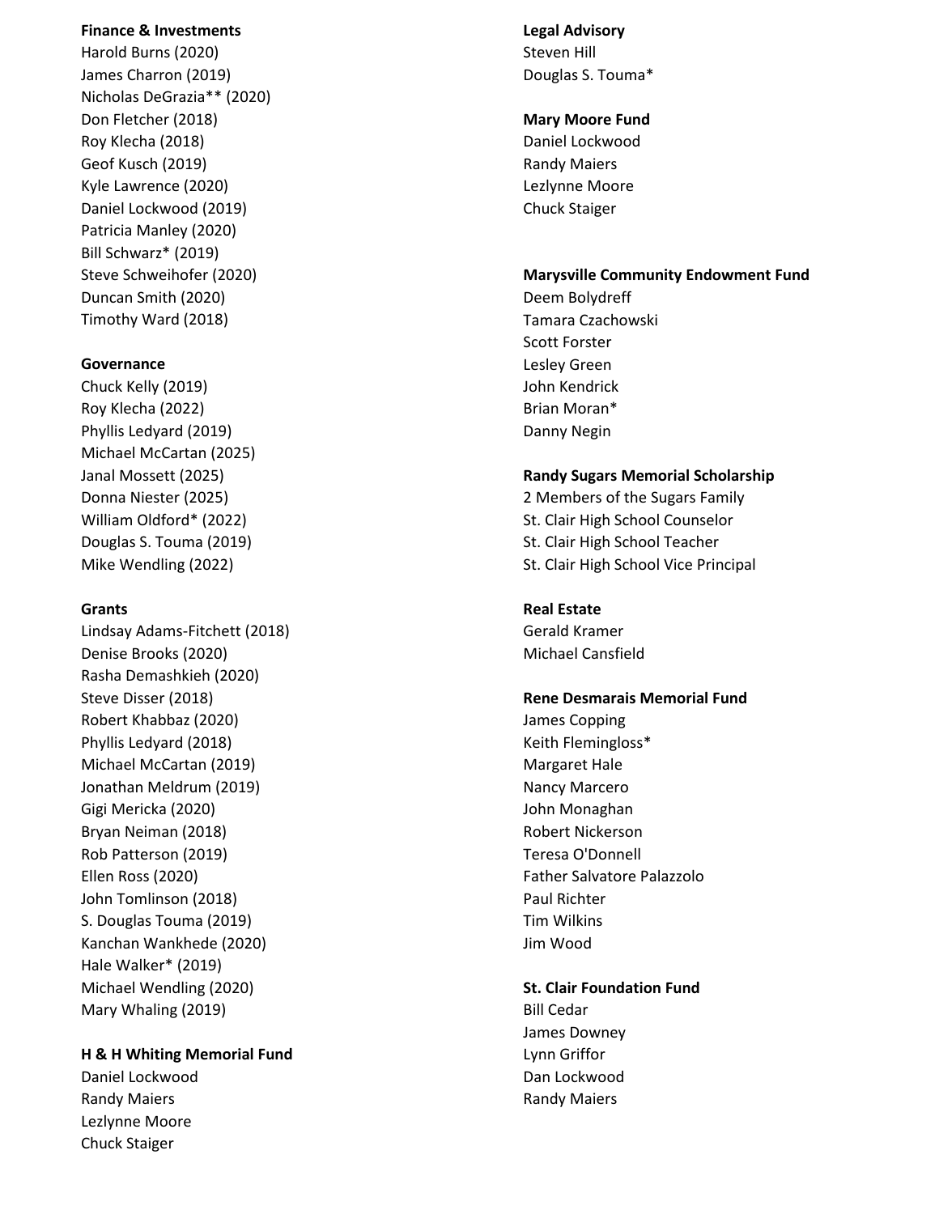**Finance & Investments**
Harold Burns (2020)
James Charron (2019)
Nicholas DeGrazia** (2020)
Don Fletcher (2018)
Roy Klecha (2018)
Geof Kusch (2019)
Kyle Lawrence (2020)
Daniel Lockwood (2019)
Patricia Manley (2020)
Bill Schwarz* (2019)
Steve Schweihofer (2020)
Duncan Smith (2020)
Timothy Ward (2018)

**Governance**
Chuck Kelly (2019)
Roy Klecha (2022)
Phyllis Ledyard (2019)
Michael McCartan (2025)
Janal Mossett (2025)
Donna Niester (2025)
William Oldford* (2022)
Douglas S. Touma (2019)
Mike Wendling (2022)

**Grants**
Lindsay Adams-Fitchett (2018)
Denise Brooks (2020)
Rasha Demashkieh (2020)
Steve Disser (2018)
Robert Khabbaz (2020)
Phyllis Ledyard (2018)
Michael McCartan (2019)
Jonathan Meldrum (2019)
Gigi Mericka (2020)
Bryan Neiman (2018)
Rob Patterson (2019)
Ellen Ross (2020)
John Tomlinson (2018)
S. Douglas Touma (2019)
Kanchan Wankhede (2020)
Hale Walker* (2019)
Michael Wendling (2020)
Mary Whaling (2019)

**H & H Whiting Memorial Fund**
Daniel Lockwood
Randy Maiers
Lezlynne Moore
Chuck Staiger

**Legal Advisory**
Steven Hill
Douglas S. Touma*

**Mary Moore Fund**
Daniel Lockwood
Randy Maiers
Lezlynne Moore
Chuck Staiger

**Marysville Community Endowment Fund**
Deem Bolydreff
Tamara Czachowski
Scott Forster
Lesley Green
John Kendrick
Brian Moran*
Danny Negin

**Randy Sugars Memorial Scholarship**
2 Members of the Sugars Family
St. Clair High School Counselor
St. Clair High School Teacher
St. Clair High School Vice Principal

**Real Estate**
Gerald Kramer
Michael Cansfield

**Rene Desmarais Memorial Fund**
James Copping
Keith Flemingloss*
Margaret Hale
Nancy Marcero
John Monaghan
Robert Nickerson
Teresa O'Donnell
Father Salvatore Palazzolo
Paul Richter
Tim Wilkins
Jim Wood

**St. Clair Foundation Fund**
Bill Cedar
James Downey
Lynn Griffor
Dan Lockwood
Randy Maiers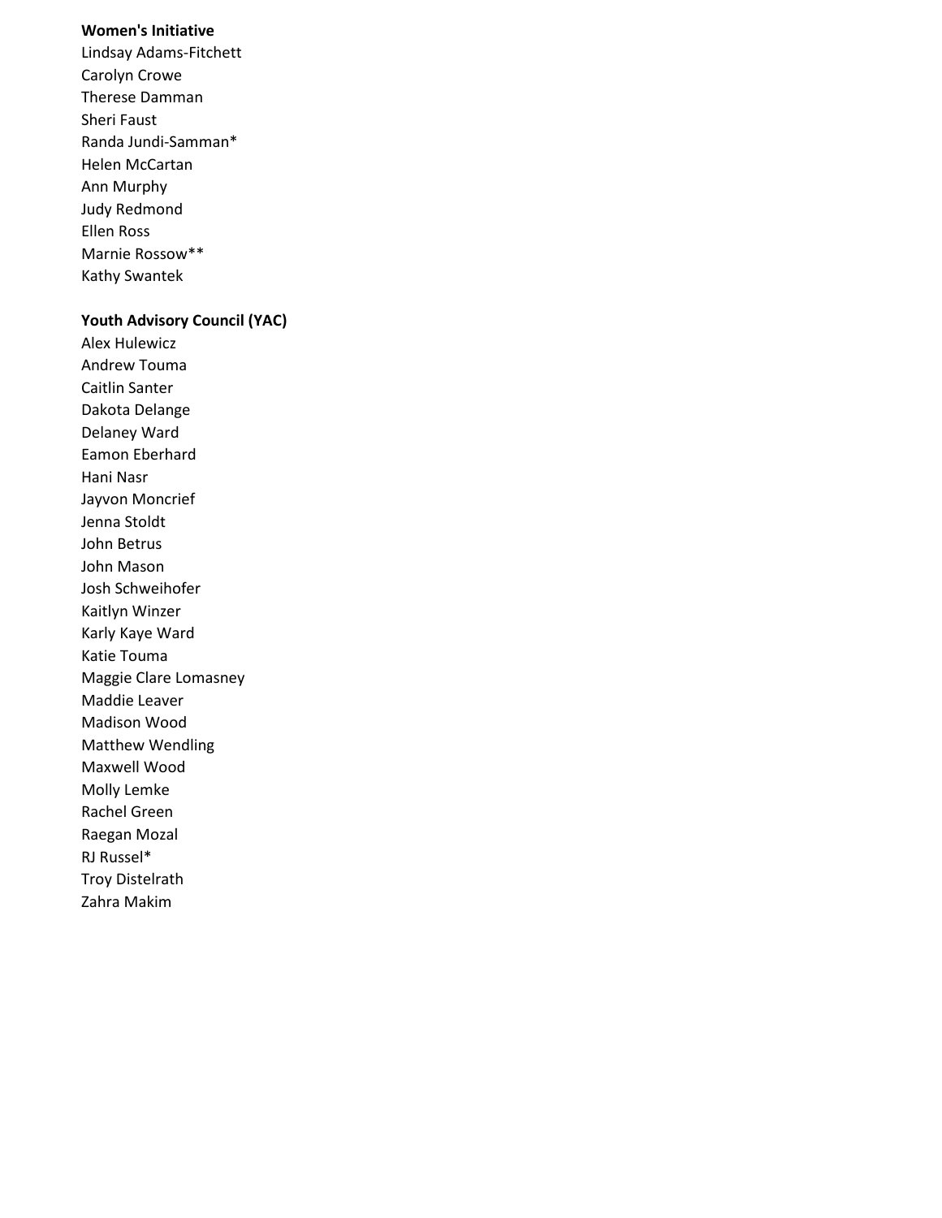**Women's Initiative**

Lindsay Adams-Fitchett
Carolyn Crowe
Therese Damman
Sheri Faust
Randa Jundi-Samman*
Helen McCartan
Ann Murphy
Judy Redmond
Ellen Ross
Marnie Rossow**
Kathy Swantek

**Youth Advisory Council (YAC)**

Alex Hulewicz
Andrew Touma
Caitlin Santer
Dakota Delange
Delaney Ward
Eamon Eberhard
Hani Nasr
Jayvon Moncrief
Jenna Stoldt
John Betrus
John Mason
Josh Schweihofer
Kaitlyn Winzer
Karly Kaye Ward
Katie Touma
Maggie Clare Lomasney
Maddie Leaver
Madison Wood
Matthew Wendling
Maxwell Wood
Molly Lemke
Rachel Green
Raegan Mozal
RJ Russel*
Troy Distelrath
Zahra Makim